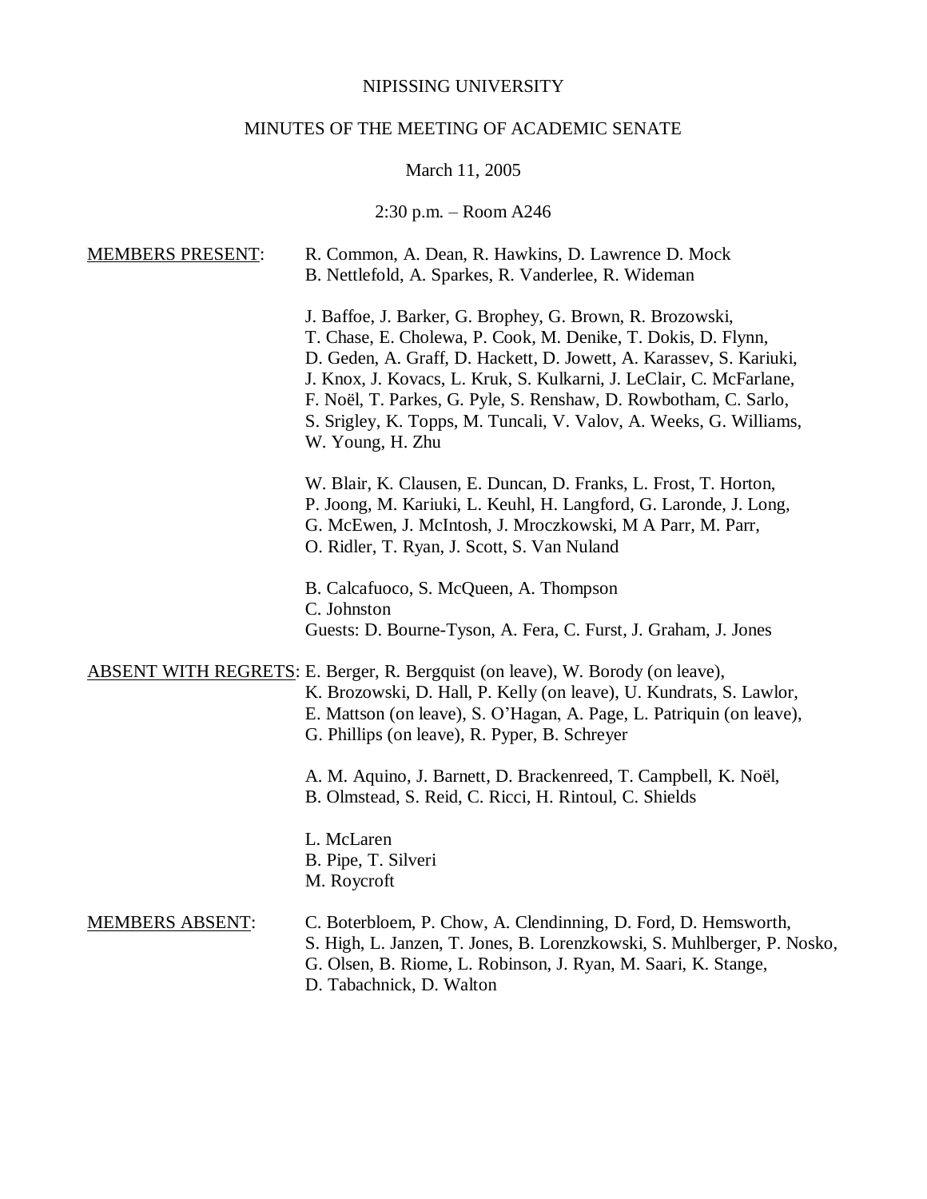NIPISSING UNIVERSITY

MINUTES OF THE MEETING OF ACADEMIC SENATE

March 11, 2005

2:30 p.m. – Room A246

<u>MEMBERS PRESENT</u>:

R. Common, A. Dean, R. Hawkins, D. Lawrence D. Mock
B. Nettlefold, A. Sparkes, R. Vanderlee, R. Wideman

J. Baffoe, J. Barker, G. Brophey, G. Brown, R. Brozowski,
T. Chase, E. Cholewa, P. Cook, M. Denike, T. Dokis, D. Flynn,
D. Geden, A. Graff, D. Hackett, D. Jowett, A. Karassev, S. Kariuki,
J. Knox, J. Kovacs, L. Kruk, S. Kulkarni, J. LeClair, C. McFarlane,
F. Noël, T. Parkes, G. Pyle, S. Renshaw, D. Rowbotham, C. Sarlo,
S. Srigley, K. Topps, M. Tuncali, V. Valov, A. Weeks, G. Williams,
W. Young, H. Zhu

W. Blair, K. Clausen, E. Duncan, D. Franks, L. Frost, T. Horton,
P. Joong, M. Kariuki, L. Keuhl, H. Langford, G. Laronde, J. Long,
G. McEwen, J. McIntosh, J. Mroczkowski, M A Parr, M. Parr,
O. Ridler, T. Ryan, J. Scott, S. Van Nuland

B. Calcafuoco, S. McQueen, A. Thompson
C. Johnston
Guests: D. Bourne-Tyson, A. Fera, C. Furst, J. Graham, J. Jones

<u>ABSENT WITH REGRETS</u>:

E. Berger, R. Bergquist (on leave), W. Borody (on leave),
K. Brozowski, D. Hall, P. Kelly (on leave), U. Kundrats, S. Lawlor,
E. Mattson (on leave), S. O'Hagan, A. Page, L. Patriquin (on leave),
G. Phillips (on leave), R. Pyper, B. Schreyer

A. M. Aquino, J. Barnett, D. Brackenreed, T. Campbell, K. Noël,
B. Olmstead, S. Reid, C. Ricci, H. Rintoul, C. Shields

L. McLaren
B. Pipe, T. Silveri
M. Roycroft

<u>MEMBERS ABSENT</u>:

C. Boterbloem, P. Chow, A. Clendinning, D. Ford, D. Hemsworth,
S. High, L. Janzen, T. Jones, B. Lorenzkowski, S. Muhlberger, P. Nosko,
G. Olsen, B. Riome, L. Robinson, J. Ryan, M. Saari, K. Stange,
D. Tabachnick, D. Walton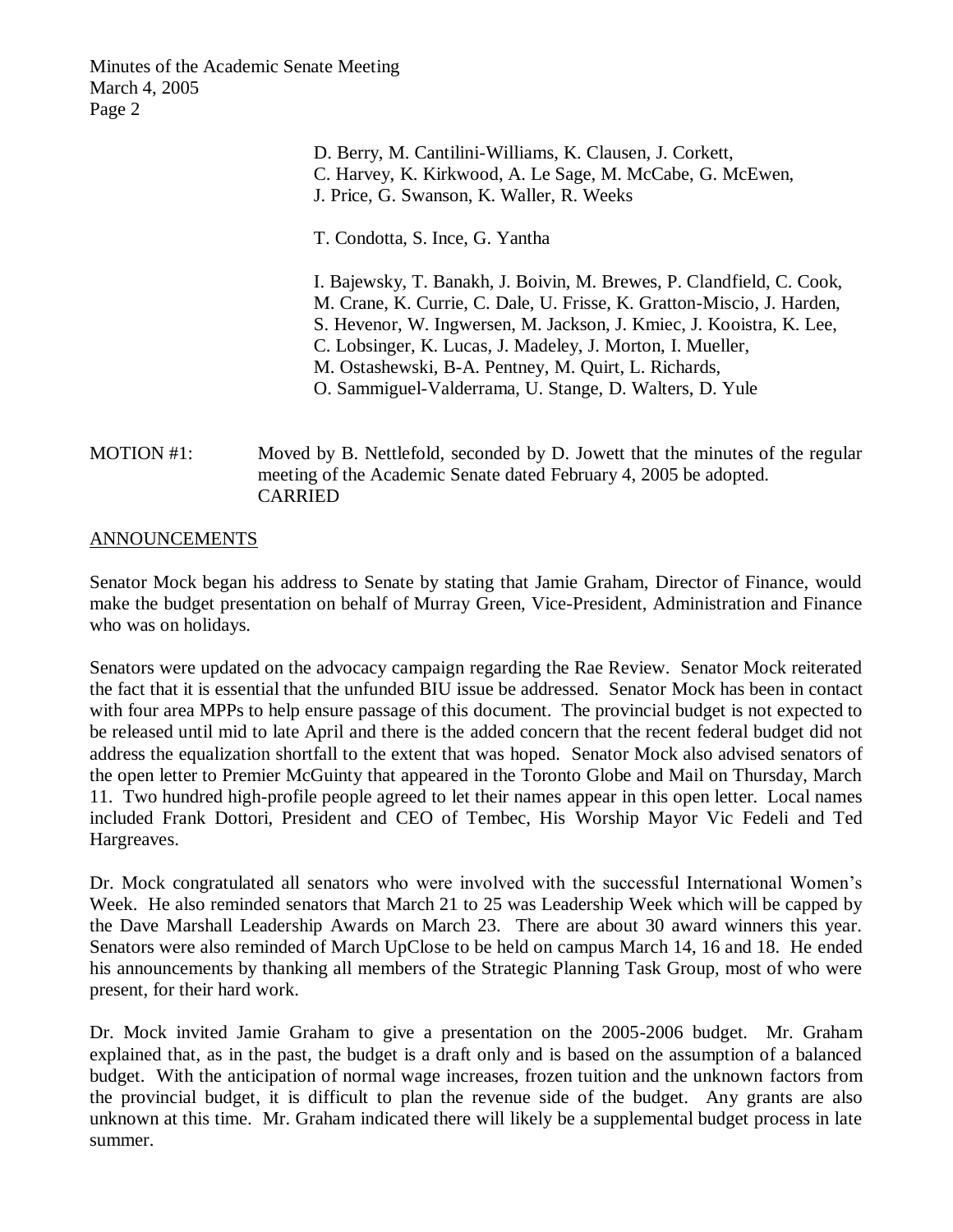D. Berry, M. Cantilini-Williams, K. Clausen, J. Corkett, C. Harvey, K. Kirkwood, A. Le Sage, M. McCabe, G. McEwen, J. Price, G. Swanson, K. Waller, R. Weeks

T. Condotta, S. Ince, G. Yantha

I. Bajewsky, T. Banakh, J. Boivin, M. Brewes, P. Clandfield, C. Cook, M. Crane, K. Currie, C. Dale, U. Frisse, K. Gratton-Miscio, J. Harden, S. Hevenor, W. Ingwersen, M. Jackson, J. Kmiec, J. Kooistra, K. Lee, C. Lobsinger, K. Lucas, J. Madeley, J. Morton, I. Mueller, M. Ostashewski, B-A. Pentney, M. Quirt, L. Richards, O. Sammiguel-Valderrama, U. Stange, D. Walters, D. Yule

MOTION #1: Moved by B. Nettlefold, seconded by D. Jowett that the minutes of the regular meeting of the Academic Senate dated February 4, 2005 be adopted.
CARRIED

## ANNOUNCEMENTS

Senator Mock began his address to Senate by stating that Jamie Graham, Director of Finance, would make the budget presentation on behalf of Murray Green, Vice-President, Administration and Finance who was on holidays.

Senators were updated on the advocacy campaign regarding the Rae Review. Senator Mock reiterated the fact that it is essential that the unfunded BIU issue be addressed. Senator Mock has been in contact with four area MPPs to help ensure passage of this document. The provincial budget is not expected to be released until mid to late April and there is the added concern that the recent federal budget did not address the equalization shortfall to the extent that was hoped. Senator Mock also advised senators of the open letter to Premier McGuinty that appeared in the Toronto Globe and Mail on Thursday, March 11. Two hundred high-profile people agreed to let their names appear in this open letter. Local names included Frank Dottori, President and CEO of Tembec, His Worship Mayor Vic Fedeli and Ted Hargreaves.

Dr. Mock congratulated all senators who were involved with the successful International Women's Week. He also reminded senators that March 21 to 25 was Leadership Week which will be capped by the Dave Marshall Leadership Awards on March 23. There are about 30 award winners this year. Senators were also reminded of March UpClose to be held on campus March 14, 16 and 18. He ended his announcements by thanking all members of the Strategic Planning Task Group, most of who were present, for their hard work.

Dr. Mock invited Jamie Graham to give a presentation on the 2005-2006 budget. Mr. Graham explained that, as in the past, the budget is a draft only and is based on the assumption of a balanced budget. With the anticipation of normal wage increases, frozen tuition and the unknown factors from the provincial budget, it is difficult to plan the revenue side of the budget. Any grants are also unknown at this time. Mr. Graham indicated there will likely be a supplemental budget process in late summer.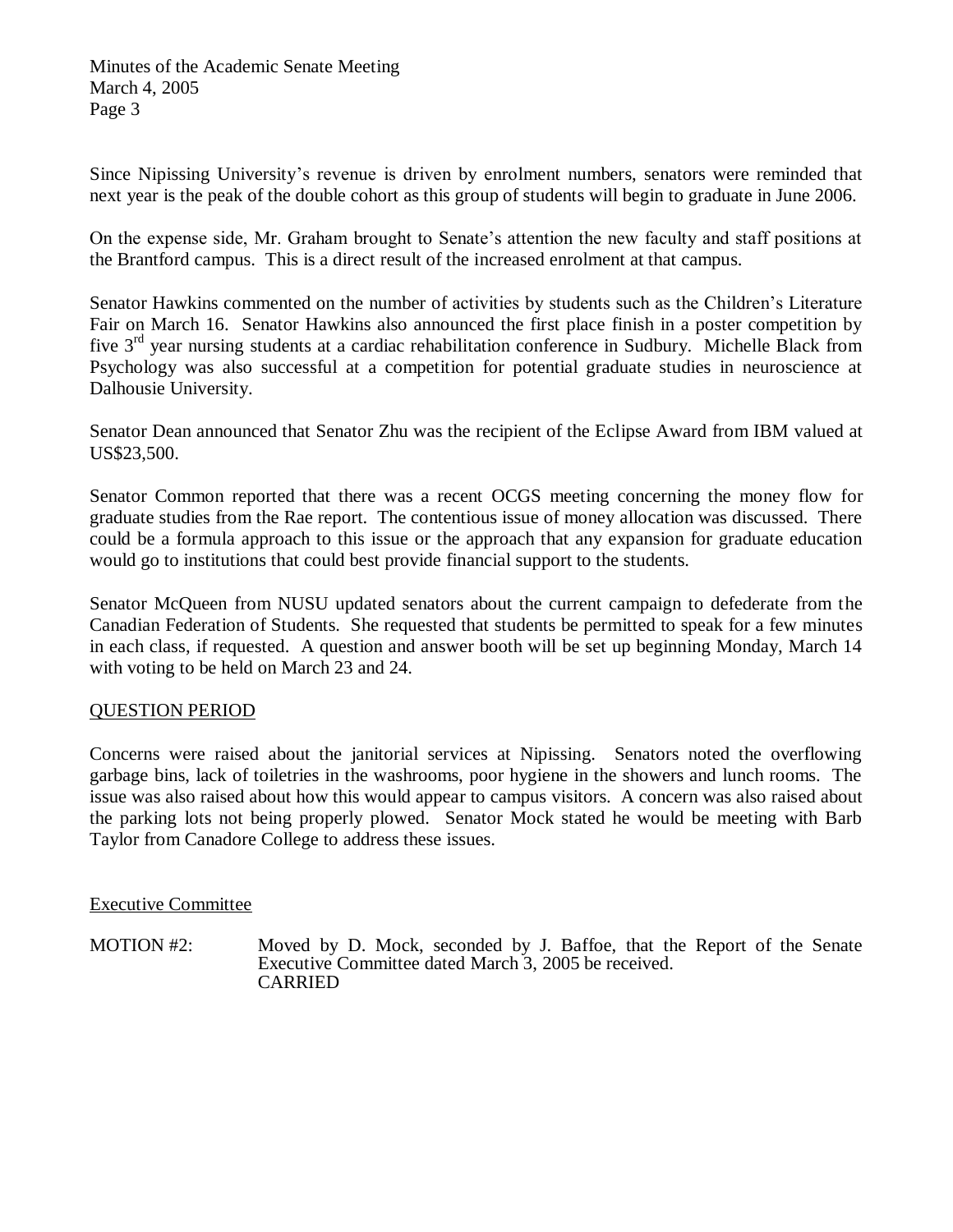Since Nipissing University's revenue is driven by enrolment numbers, senators were reminded that next year is the peak of the double cohort as this group of students will begin to graduate in June 2006.

On the expense side, Mr. Graham brought to Senate's attention the new faculty and staff positions at the Brantford campus. This is a direct result of the increased enrolment at that campus.

Senator Hawkins commented on the number of activities by students such as the Children's Literature Fair on March 16. Senator Hawkins also announced the first place finish in a poster competition by five 3rd year nursing students at a cardiac rehabilitation conference in Sudbury. Michelle Black from Psychology was also successful at a competition for potential graduate studies in neuroscience at Dalhousie University.

Senator Dean announced that Senator Zhu was the recipient of the Eclipse Award from IBM valued at US$23,500.

Senator Common reported that there was a recent OCGS meeting concerning the money flow for graduate studies from the Rae report. The contentious issue of money allocation was discussed. There could be a formula approach to this issue or the approach that any expansion for graduate education would go to institutions that could best provide financial support to the students.

Senator McQueen from NUSU updated senators about the current campaign to defederate from the Canadian Federation of Students. She requested that students be permitted to speak for a few minutes in each class, if requested. A question and answer booth will be set up beginning Monday, March 14 with voting to be held on March 23 and 24.

## QUESTION PERIOD

Concerns were raised about the janitorial services at Nipissing. Senators noted the overflowing garbage bins, lack of toiletries in the washrooms, poor hygiene in the showers and lunch rooms. The issue was also raised about how this would appear to campus visitors. A concern was also raised about the parking lots not being properly plowed. Senator Mock stated he would be meeting with Barb Taylor from Canadore College to address these issues.

## Executive Committee

MOTION #2: Moved by D. Mock, seconded by J. Baffoe, that the Report of the Senate Executive Committee dated March 3, 2005 be received.
CARRIED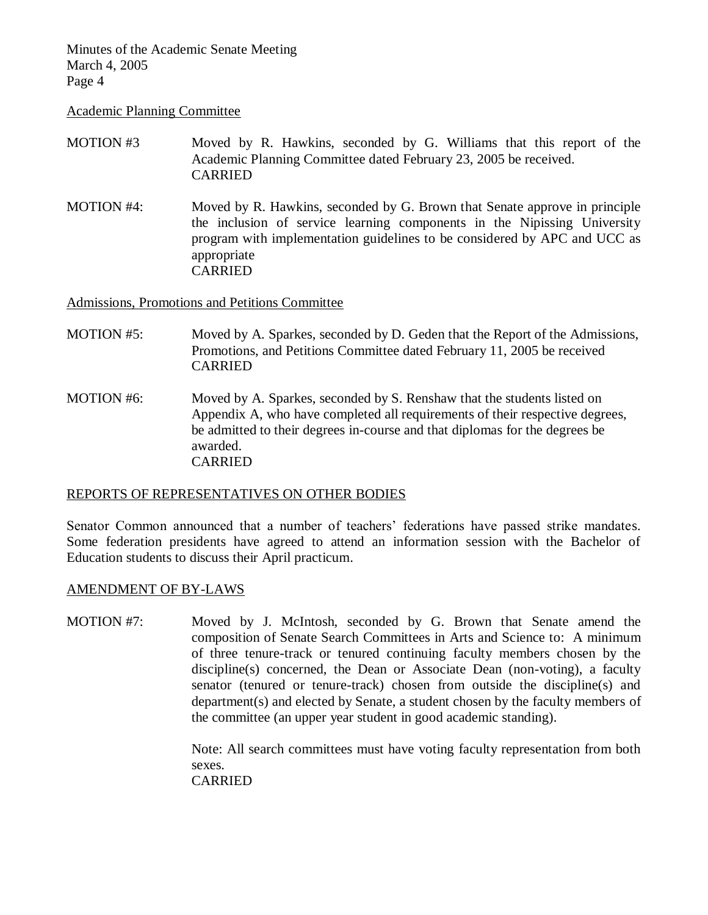Academic Planning Committee

MOTION #3 Moved by R. Hawkins, seconded by G. Williams that this report of the Academic Planning Committee dated February 23, 2005 be received.
CARRIED

MOTION #4: Moved by R. Hawkins, seconded by G. Brown that Senate approve in principle the inclusion of service learning components in the Nipissing University program with implementation guidelines to be considered by APC and UCC as appropriate
CARRIED

Admissions, Promotions and Petitions Committee

MOTION #5: Moved by A. Sparkes, seconded by D. Geden that the Report of the Admissions, Promotions, and Petitions Committee dated February 11, 2005 be received
CARRIED

MOTION #6: Moved by A. Sparkes, seconded by S. Renshaw that the students listed on Appendix A, who have completed all requirements of their respective degrees, be admitted to their degrees in-course and that diplomas for the degrees be awarded.
CARRIED

## REPORTS OF REPRESENTATIVES ON OTHER BODIES

Senator Common announced that a number of teachers' federations have passed strike mandates. Some federation presidents have agreed to attend an information session with the Bachelor of Education students to discuss their April practicum.

## AMENDMENT OF BY-LAWS

MOTION #7: Moved by J. McIntosh, seconded by G. Brown that Senate amend the composition of Senate Search Committees in Arts and Science to: A minimum of three tenure-track or tenured continuing faculty members chosen by the discipline(s) concerned, the Dean or Associate Dean (non-voting), a faculty senator (tenured or tenure-track) chosen from outside the discipline(s) and department(s) and elected by Senate, a student chosen by the faculty members of the committee (an upper year student in good academic standing).

Note: All search committees must have voting faculty representation from both sexes.
CARRIED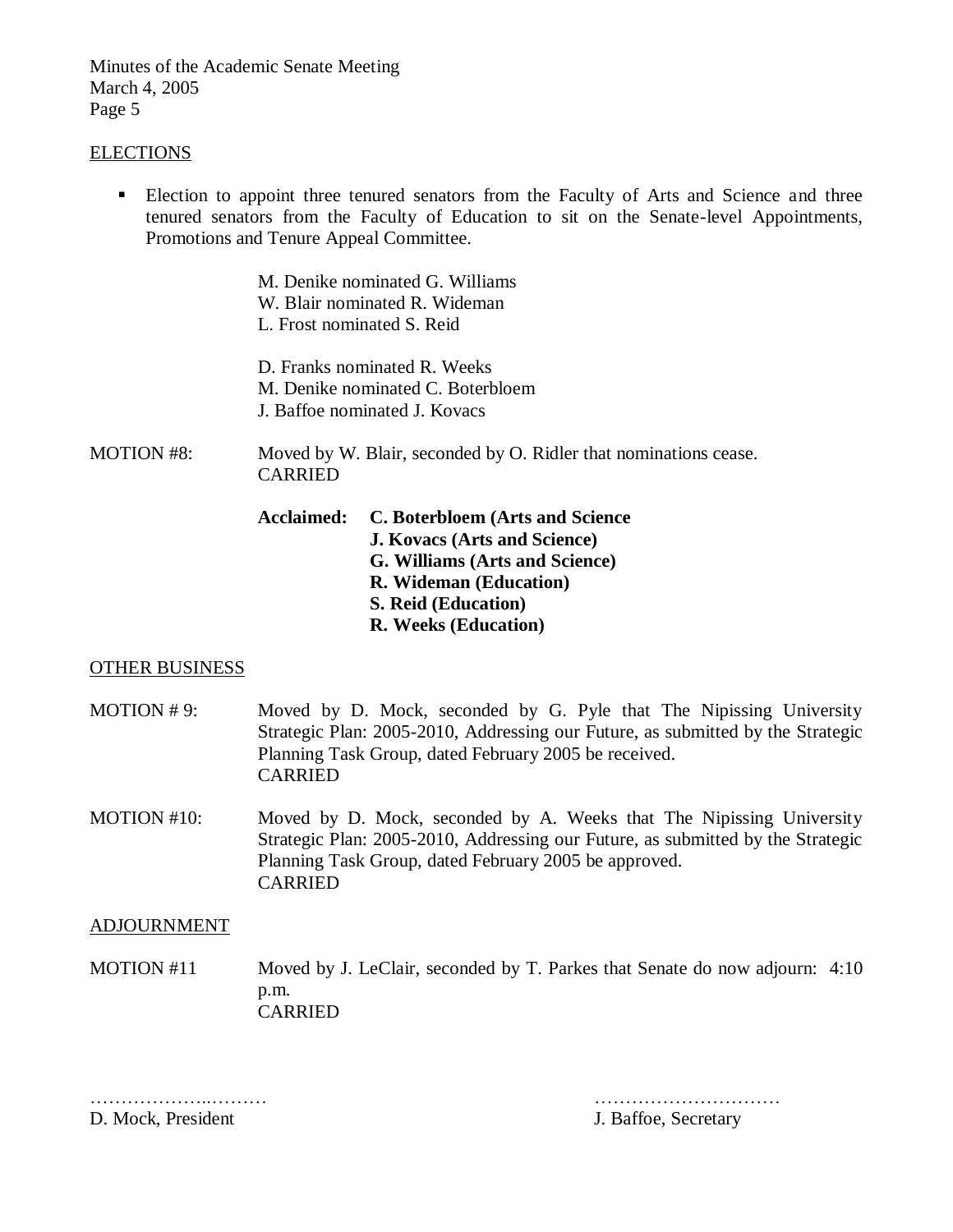## ELECTIONS

- Election to appoint three tenured senators from the Faculty of Arts and Science and three tenured senators from the Faculty of Education to sit on the Senate-level Appointments, Promotions and Tenure Appeal Committee.

M. Denike nominated G. Williams
W. Blair nominated R. Wideman
L. Frost nominated S. Reid

D. Franks nominated R. Weeks
M. Denike nominated C. Boterbloem
J. Baffoe nominated J. Kovacs

MOTION #8: Moved by W. Blair, seconded by O. Ridler that nominations cease.
CARRIED

**Acclaimed: C. Boterbloem (Arts and Science**
**J. Kovacs (Arts and Science)**
**G. Williams (Arts and Science)**
**R. Wideman (Education)**
**S. Reid (Education)**
**R. Weeks (Education)**

## OTHER BUSINESS

MOTION # 9: Moved by D. Mock, seconded by G. Pyle that The Nipissing University Strategic Plan: 2005-2010, Addressing our Future, as submitted by the Strategic Planning Task Group, dated February 2005 be received.
CARRIED

MOTION #10: Moved by D. Mock, seconded by A. Weeks that The Nipissing University Strategic Plan: 2005-2010, Addressing our Future, as submitted by the Strategic Planning Task Group, dated February 2005 be approved.
CARRIED

## ADJOURNMENT

MOTION #11 Moved by J. LeClair, seconded by T. Parkes that Senate do now adjourn: 4:10 p.m.
CARRIED

………………..……… …………………………
D. Mock, President J. Baffoe, Secretary